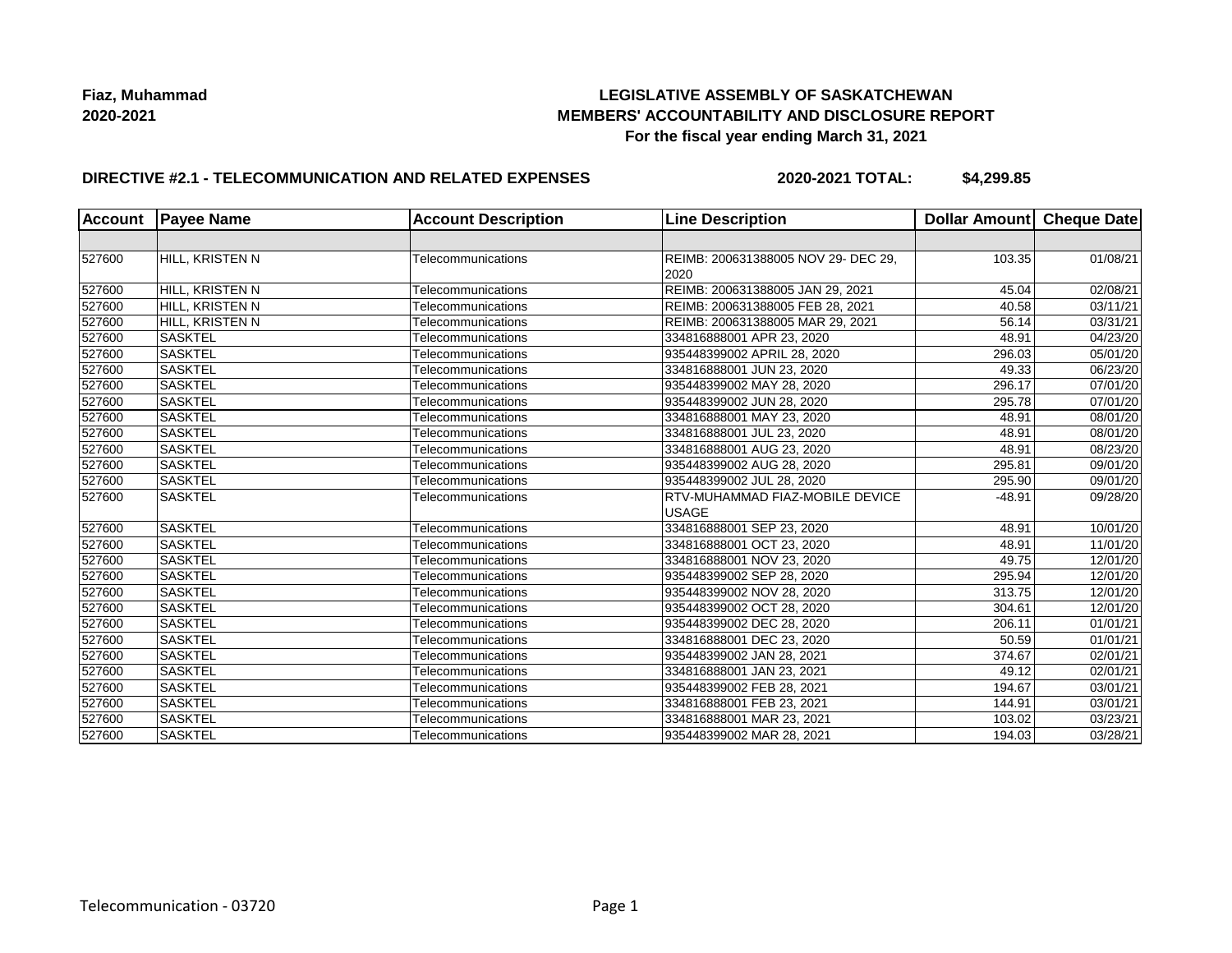**Fiaz, Muhammad**
**2020-2021**

# LEGISLATIVE ASSEMBLY OF SASKATCHEWAN
## MEMBERS' ACCOUNTABILITY AND DISCLOSURE REPORT
### For the fiscal year ending March 31, 2021

**DIRECTIVE #2.1 - TELECOMMUNICATION AND RELATED EXPENSES** **2020-2021 TOTAL: $4,299.85**

| Account | Payee Name | Account Description | Line Description | Dollar Amount | Cheque Date |
|---|---|---|---|---|---|
| | | | | | |
| 527600 | HILL, KRISTEN N | Telecommunications | REIMB: 200631388005 NOV 29- DEC 29, 2020 | 103.35 | 01/08/21 |
| 527600 | HILL, KRISTEN N | Telecommunications | REIMB: 200631388005 JAN 29, 2021 | 45.04 | 02/08/21 |
| 527600 | HILL, KRISTEN N | Telecommunications | REIMB: 200631388005 FEB 28, 2021 | 40.58 | 03/11/21 |
| 527600 | HILL, KRISTEN N | Telecommunications | REIMB: 200631388005 MAR 29, 2021 | 56.14 | 03/31/21 |
| 527600 | SASKTEL | Telecommunications | 334816888001 APR 23, 2020 | 48.91 | 04/23/20 |
| 527600 | SASKTEL | Telecommunications | 935448399002 APRIL 28, 2020 | 296.03 | 05/01/20 |
| 527600 | SASKTEL | Telecommunications | 334816888001 JUN 23, 2020 | 49.33 | 06/23/20 |
| 527600 | SASKTEL | Telecommunications | 935448399002 MAY 28, 2020 | 296.17 | 07/01/20 |
| 527600 | SASKTEL | Telecommunications | 935448399002 JUN 28, 2020 | 295.78 | 07/01/20 |
| 527600 | SASKTEL | Telecommunications | 334816888001 MAY 23, 2020 | 48.91 | 08/01/20 |
| 527600 | SASKTEL | Telecommunications | 334816888001 JUL 23, 2020 | 48.91 | 08/01/20 |
| 527600 | SASKTEL | Telecommunications | 334816888001 AUG 23, 2020 | 48.91 | 08/23/20 |
| 527600 | SASKTEL | Telecommunications | 935448399002 AUG 28, 2020 | 295.81 | 09/01/20 |
| 527600 | SASKTEL | Telecommunications | 935448399002 JUL 28, 2020 | 295.90 | 09/01/20 |
| 527600 | SASKTEL | Telecommunications | RTV-MUHAMMAD FIAZ-MOBILE DEVICE USAGE | -48.91 | 09/28/20 |
| 527600 | SASKTEL | Telecommunications | 334816888001 SEP 23, 2020 | 48.91 | 10/01/20 |
| 527600 | SASKTEL | Telecommunications | 334816888001 OCT 23, 2020 | 48.91 | 11/01/20 |
| 527600 | SASKTEL | Telecommunications | 334816888001 NOV 23, 2020 | 49.75 | 12/01/20 |
| 527600 | SASKTEL | Telecommunications | 935448399002 SEP 28, 2020 | 295.94 | 12/01/20 |
| 527600 | SASKTEL | Telecommunications | 935448399002 NOV 28, 2020 | 313.75 | 12/01/20 |
| 527600 | SASKTEL | Telecommunications | 935448399002 OCT 28, 2020 | 304.61 | 12/01/20 |
| 527600 | SASKTEL | Telecommunications | 935448399002 DEC 28, 2020 | 206.11 | 01/01/21 |
| 527600 | SASKTEL | Telecommunications | 334816888001 DEC 23, 2020 | 50.59 | 01/01/21 |
| 527600 | SASKTEL | Telecommunications | 935448399002 JAN 28, 2021 | 374.67 | 02/01/21 |
| 527600 | SASKTEL | Telecommunications | 334816888001 JAN 23, 2021 | 49.12 | 02/01/21 |
| 527600 | SASKTEL | Telecommunications | 935448399002 FEB 28, 2021 | 194.67 | 03/01/21 |
| 527600 | SASKTEL | Telecommunications | 334816888001 FEB 23, 2021 | 144.91 | 03/01/21 |
| 527600 | SASKTEL | Telecommunications | 334816888001 MAR 23, 2021 | 103.02 | 03/23/21 |
| 527600 | SASKTEL | Telecommunications | 935448399002 MAR 28, 2021 | 194.03 | 03/28/21 |

Telecommunication - 03720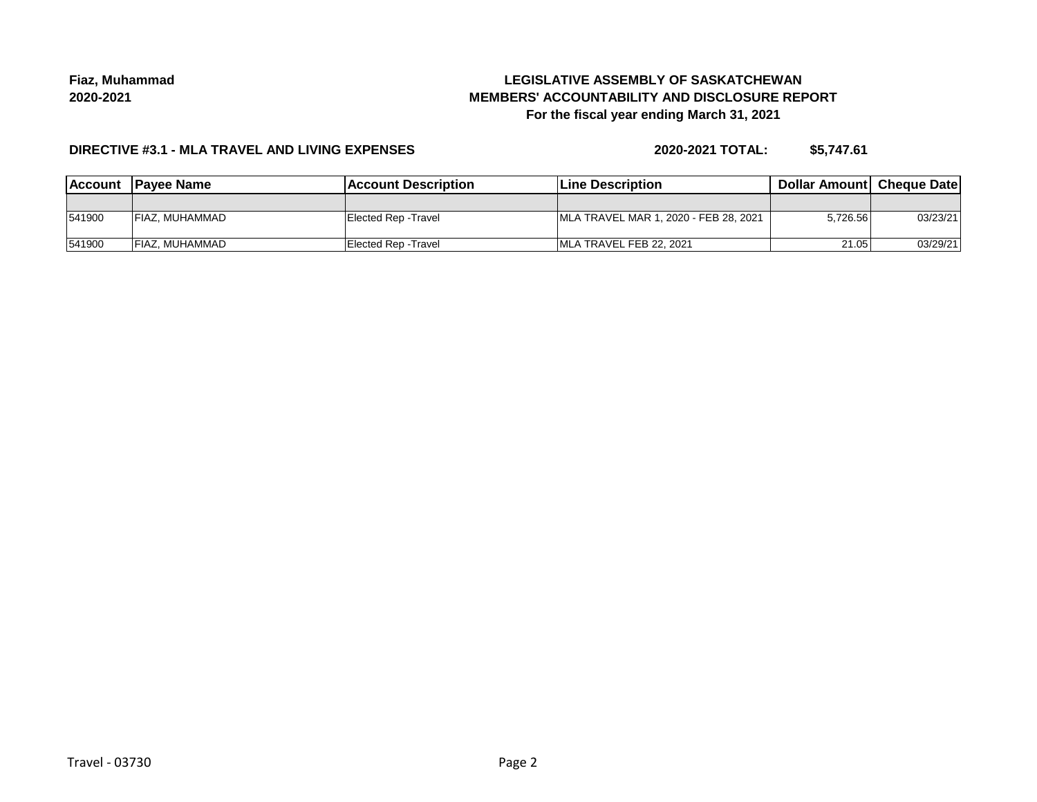**Fiaz, Muhammad**
**2020-2021**

# LEGISLATIVE ASSEMBLY OF SASKATCHEWAN
## MEMBERS' ACCOUNTABILITY AND DISCLOSURE REPORT
### For the fiscal year ending March 31, 2021

**DIRECTIVE #3.1 - MLA TRAVEL AND LIVING EXPENSES** **2020-2021 TOTAL: $5,747.61**

| Account | Payee Name | Account Description | Line Description | Dollar Amount | Cheque Date |
|---|---|---|---|---|---|
| | | | | | |
| 541900 | FIAZ, MUHAMMAD | Elected Rep -Travel | MLA TRAVEL MAR 1, 2020 - FEB 28, 2021 | 5,726.56 | 03/23/21 |
| 541900 | FIAZ, MUHAMMAD | Elected Rep -Travel | MLA TRAVEL FEB 22, 2021 | 21.05 | 03/29/21 |

Travel - 03730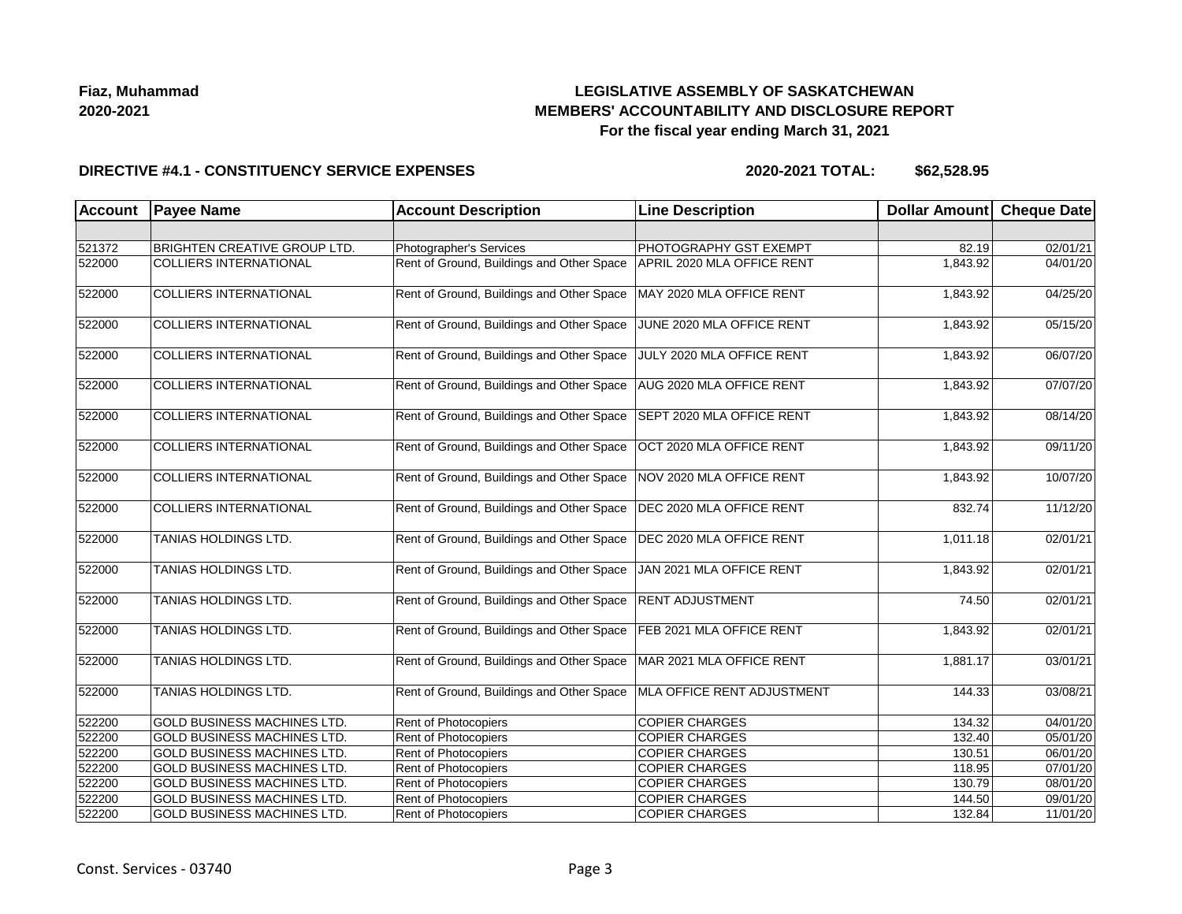**Fiaz, Muhammad**
**2020-2021**

# LEGISLATIVE ASSEMBLY OF SASKATCHEWAN
## MEMBERS' ACCOUNTABILITY AND DISCLOSURE REPORT
### For the fiscal year ending March 31, 2021

**DIRECTIVE #4.1 - CONSTITUENCY SERVICE EXPENSES** **2020-2021 TOTAL: $62,528.95**

| Account | Payee Name | Account Description | Line Description | Dollar Amount | Cheque Date |
|---|---|---|---|---|---|
| | | | | | |
| 521372 | BRIGHTEN CREATIVE GROUP LTD. | Photographer's Services | PHOTOGRAPHY GST EXEMPT | 82.19 | 02/01/21 |
| 522000 | COLLIERS INTERNATIONAL | Rent of Ground, Buildings and Other Space | APRIL 2020 MLA OFFICE RENT | 1,843.92 | 04/01/20 |
| 522000 | COLLIERS INTERNATIONAL | Rent of Ground, Buildings and Other Space | MAY 2020 MLA OFFICE RENT | 1,843.92 | 04/25/20 |
| 522000 | COLLIERS INTERNATIONAL | Rent of Ground, Buildings and Other Space | JUNE 2020 MLA OFFICE RENT | 1,843.92 | 05/15/20 |
| 522000 | COLLIERS INTERNATIONAL | Rent of Ground, Buildings and Other Space | JULY 2020 MLA OFFICE RENT | 1,843.92 | 06/07/20 |
| 522000 | COLLIERS INTERNATIONAL | Rent of Ground, Buildings and Other Space | AUG 2020 MLA OFFICE RENT | 1,843.92 | 07/07/20 |
| 522000 | COLLIERS INTERNATIONAL | Rent of Ground, Buildings and Other Space | SEPT 2020 MLA OFFICE RENT | 1,843.92 | 08/14/20 |
| 522000 | COLLIERS INTERNATIONAL | Rent of Ground, Buildings and Other Space | OCT 2020 MLA OFFICE RENT | 1,843.92 | 09/11/20 |
| 522000 | COLLIERS INTERNATIONAL | Rent of Ground, Buildings and Other Space | NOV 2020 MLA OFFICE RENT | 1,843.92 | 10/07/20 |
| 522000 | COLLIERS INTERNATIONAL | Rent of Ground, Buildings and Other Space | DEC 2020 MLA OFFICE RENT | 832.74 | 11/12/20 |
| 522000 | TANIAS HOLDINGS LTD. | Rent of Ground, Buildings and Other Space | DEC 2020 MLA OFFICE RENT | 1,011.18 | 02/01/21 |
| 522000 | TANIAS HOLDINGS LTD. | Rent of Ground, Buildings and Other Space | JAN 2021 MLA OFFICE RENT | 1,843.92 | 02/01/21 |
| 522000 | TANIAS HOLDINGS LTD. | Rent of Ground, Buildings and Other Space | RENT ADJUSTMENT | 74.50 | 02/01/21 |
| 522000 | TANIAS HOLDINGS LTD. | Rent of Ground, Buildings and Other Space | FEB 2021 MLA OFFICE RENT | 1,843.92 | 02/01/21 |
| 522000 | TANIAS HOLDINGS LTD. | Rent of Ground, Buildings and Other Space | MAR 2021 MLA OFFICE RENT | 1,881.17 | 03/01/21 |
| 522000 | TANIAS HOLDINGS LTD. | Rent of Ground, Buildings and Other Space | MLA OFFICE RENT ADJUSTMENT | 144.33 | 03/08/21 |
| 522200 | GOLD BUSINESS MACHINES LTD. | Rent of Photocopiers | COPIER CHARGES | 134.32 | 04/01/20 |
| 522200 | GOLD BUSINESS MACHINES LTD. | Rent of Photocopiers | COPIER CHARGES | 132.40 | 05/01/20 |
| 522200 | GOLD BUSINESS MACHINES LTD. | Rent of Photocopiers | COPIER CHARGES | 130.51 | 06/01/20 |
| 522200 | GOLD BUSINESS MACHINES LTD. | Rent of Photocopiers | COPIER CHARGES | 118.95 | 07/01/20 |
| 522200 | GOLD BUSINESS MACHINES LTD. | Rent of Photocopiers | COPIER CHARGES | 130.79 | 08/01/20 |
| 522200 | GOLD BUSINESS MACHINES LTD. | Rent of Photocopiers | COPIER CHARGES | 144.50 | 09/01/20 |
| 522200 | GOLD BUSINESS MACHINES LTD. | Rent of Photocopiers | COPIER CHARGES | 132.84 | 11/01/20 |

Const. Services - 03740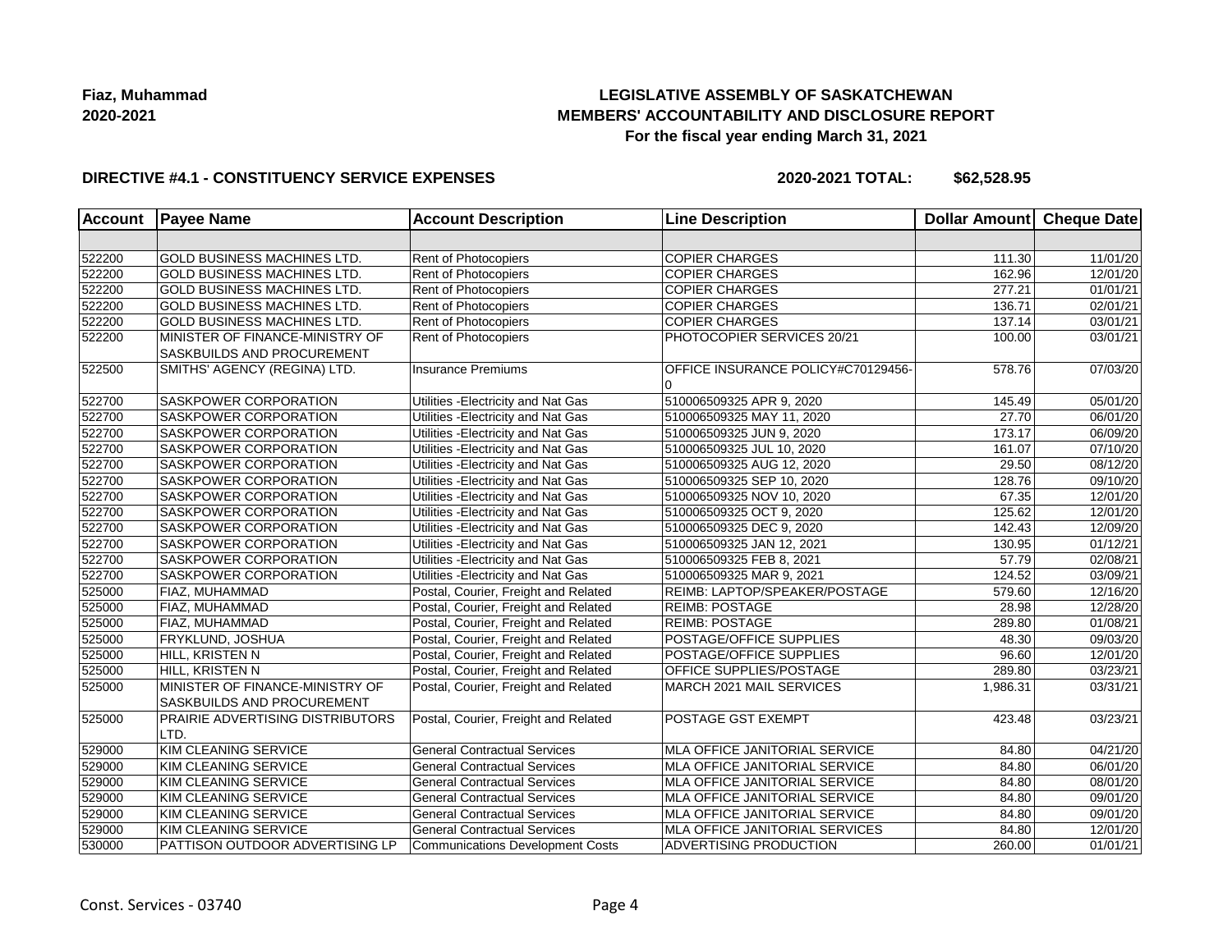**Fiaz, Muhammad**
**2020-2021**

**LEGISLATIVE ASSEMBLY OF SASKATCHEWAN**
**MEMBERS' ACCOUNTABILITY AND DISCLOSURE REPORT**
**For the fiscal year ending March 31, 2021**

**DIRECTIVE #4.1 - CONSTITUENCY SERVICE EXPENSES** **2020-2021 TOTAL: $62,528.95**

| Account | Payee Name | Account Description | Line Description | Dollar Amount | Cheque Date |
|---|---|---|---|---|---|
| | | | | | |
| 522200 | GOLD BUSINESS MACHINES LTD. | Rent of Photocopiers | COPIER CHARGES | 111.30 | 11/01/20 |
| 522200 | GOLD BUSINESS MACHINES LTD. | Rent of Photocopiers | COPIER CHARGES | 162.96 | 12/01/20 |
| 522200 | GOLD BUSINESS MACHINES LTD. | Rent of Photocopiers | COPIER CHARGES | 277.21 | 01/01/21 |
| 522200 | GOLD BUSINESS MACHINES LTD. | Rent of Photocopiers | COPIER CHARGES | 136.71 | 02/01/21 |
| 522200 | GOLD BUSINESS MACHINES LTD. | Rent of Photocopiers | COPIER CHARGES | 137.14 | 03/01/21 |
| 522200 | MINISTER OF FINANCE-MINISTRY OF SASKBUILDS AND PROCUREMENT | Rent of Photocopiers | PHOTOCOPIER SERVICES 20/21 | 100.00 | 03/01/21 |
| 522500 | SMITHS' AGENCY (REGINA) LTD. | Insurance Premiums | OFFICE INSURANCE POLICY#C70129456-0 | 578.76 | 07/03/20 |
| 522700 | SASKPOWER CORPORATION | Utilities -Electricity and Nat Gas | 510006509325 APR 9, 2020 | 145.49 | 05/01/20 |
| 522700 | SASKPOWER CORPORATION | Utilities -Electricity and Nat Gas | 510006509325 MAY 11, 2020 | 27.70 | 06/01/20 |
| 522700 | SASKPOWER CORPORATION | Utilities -Electricity and Nat Gas | 510006509325 JUN 9, 2020 | 173.17 | 06/09/20 |
| 522700 | SASKPOWER CORPORATION | Utilities -Electricity and Nat Gas | 510006509325 JUL 10, 2020 | 161.07 | 07/10/20 |
| 522700 | SASKPOWER CORPORATION | Utilities -Electricity and Nat Gas | 510006509325 AUG 12, 2020 | 29.50 | 08/12/20 |
| 522700 | SASKPOWER CORPORATION | Utilities -Electricity and Nat Gas | 510006509325 SEP 10, 2020 | 128.76 | 09/10/20 |
| 522700 | SASKPOWER CORPORATION | Utilities -Electricity and Nat Gas | 510006509325 NOV 10, 2020 | 67.35 | 12/01/20 |
| 522700 | SASKPOWER CORPORATION | Utilities -Electricity and Nat Gas | 510006509325 OCT 9, 2020 | 125.62 | 12/01/20 |
| 522700 | SASKPOWER CORPORATION | Utilities -Electricity and Nat Gas | 510006509325 DEC 9, 2020 | 142.43 | 12/09/20 |
| 522700 | SASKPOWER CORPORATION | Utilities -Electricity and Nat Gas | 510006509325 JAN 12, 2021 | 130.95 | 01/12/21 |
| 522700 | SASKPOWER CORPORATION | Utilities -Electricity and Nat Gas | 510006509325 FEB 8, 2021 | 57.79 | 02/08/21 |
| 522700 | SASKPOWER CORPORATION | Utilities -Electricity and Nat Gas | 510006509325 MAR 9, 2021 | 124.52 | 03/09/21 |
| 525000 | FIAZ, MUHAMMAD | Postal, Courier, Freight and Related | REIMB: LAPTOP/SPEAKER/POSTAGE | 579.60 | 12/16/20 |
| 525000 | FIAZ, MUHAMMAD | Postal, Courier, Freight and Related | REIMB: POSTAGE | 28.98 | 12/28/20 |
| 525000 | FIAZ, MUHAMMAD | Postal, Courier, Freight and Related | REIMB: POSTAGE | 289.80 | 01/08/21 |
| 525000 | FRYKLUND, JOSHUA | Postal, Courier, Freight and Related | POSTAGE/OFFICE SUPPLIES | 48.30 | 09/03/20 |
| 525000 | HILL, KRISTEN N | Postal, Courier, Freight and Related | POSTAGE/OFFICE SUPPLIES | 96.60 | 12/01/20 |
| 525000 | HILL, KRISTEN N | Postal, Courier, Freight and Related | OFFICE SUPPLIES/POSTAGE | 289.80 | 03/23/21 |
| 525000 | MINISTER OF FINANCE-MINISTRY OF SASKBUILDS AND PROCUREMENT | Postal, Courier, Freight and Related | MARCH 2021 MAIL SERVICES | 1,986.31 | 03/31/21 |
| 525000 | PRAIRIE ADVERTISING DISTRIBUTORS LTD. | Postal, Courier, Freight and Related | POSTAGE GST EXEMPT | 423.48 | 03/23/21 |
| 529000 | KIM CLEANING SERVICE | General Contractual Services | MLA OFFICE JANITORIAL SERVICE | 84.80 | 04/21/20 |
| 529000 | KIM CLEANING SERVICE | General Contractual Services | MLA OFFICE JANITORIAL SERVICE | 84.80 | 06/01/20 |
| 529000 | KIM CLEANING SERVICE | General Contractual Services | MLA OFFICE JANITORIAL SERVICE | 84.80 | 08/01/20 |
| 529000 | KIM CLEANING SERVICE | General Contractual Services | MLA OFFICE JANITORIAL SERVICE | 84.80 | 09/01/20 |
| 529000 | KIM CLEANING SERVICE | General Contractual Services | MLA OFFICE JANITORIAL SERVICE | 84.80 | 09/01/20 |
| 529000 | KIM CLEANING SERVICE | General Contractual Services | MLA OFFICE JANITORIAL SERVICES | 84.80 | 12/01/20 |
| 530000 | PATTISON OUTDOOR ADVERTISING LP | Communications Development Costs | ADVERTISING PRODUCTION | 260.00 | 01/01/21 |

Const. Services - 03740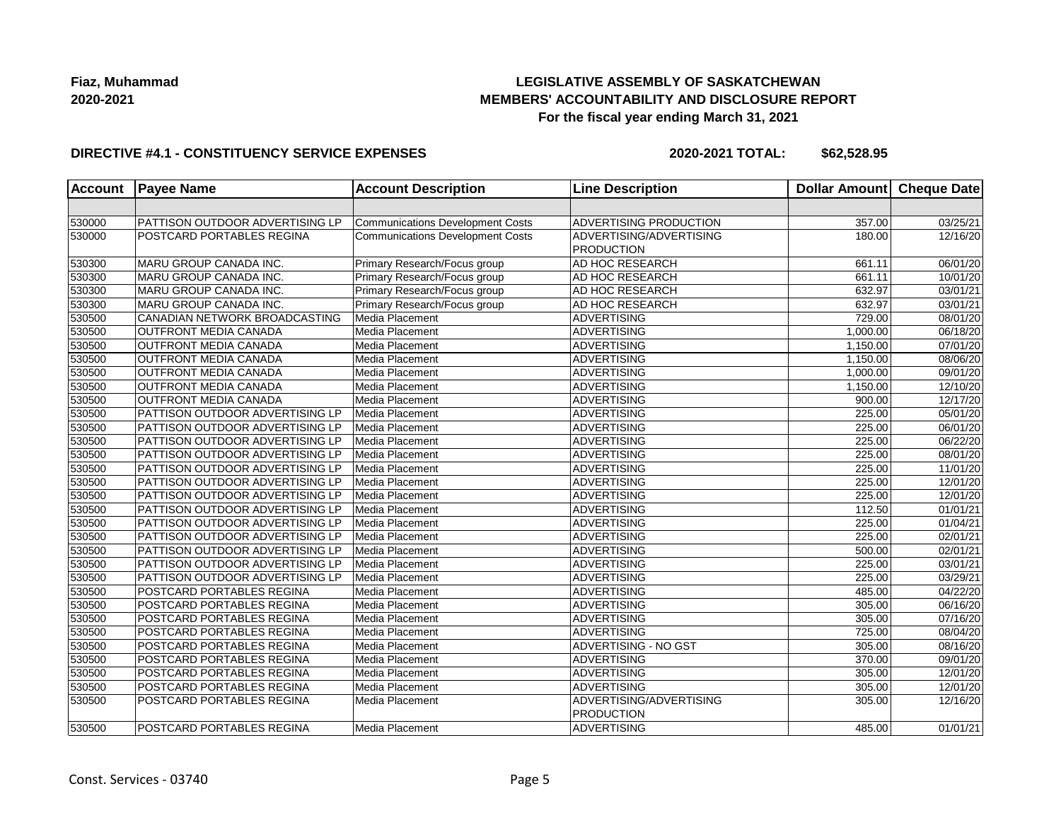**Fiaz, Muhammad**
**2020-2021**

# LEGISLATIVE ASSEMBLY OF SASKATCHEWAN
## MEMBERS' ACCOUNTABILITY AND DISCLOSURE REPORT
### For the fiscal year ending March 31, 2021

**DIRECTIVE #4.1 - CONSTITUENCY SERVICE EXPENSES** **2020-2021 TOTAL: $62,528.95**

| Account | Payee Name | Account Description | Line Description | Dollar Amount | Cheque Date |
|---|---|---|---|---|---|
| | | | | | |
| 530000 | PATTISON OUTDOOR ADVERTISING LP | Communications Development Costs | ADVERTISING PRODUCTION | 357.00 | 03/25/21 |
| 530000 | POSTCARD PORTABLES REGINA | Communications Development Costs | ADVERTISING/ADVERTISING PRODUCTION | 180.00 | 12/16/20 |
| 530300 | MARU GROUP CANADA INC. | Primary Research/Focus group | AD HOC RESEARCH | 661.11 | 06/01/20 |
| 530300 | MARU GROUP CANADA INC. | Primary Research/Focus group | AD HOC RESEARCH | 661.11 | 10/01/20 |
| 530300 | MARU GROUP CANADA INC. | Primary Research/Focus group | AD HOC RESEARCH | 632.97 | 03/01/21 |
| 530300 | MARU GROUP CANADA INC. | Primary Research/Focus group | AD HOC RESEARCH | 632.97 | 03/01/21 |
| 530500 | CANADIAN NETWORK BROADCASTING | Media Placement | ADVERTISING | 729.00 | 08/01/20 |
| 530500 | OUTFRONT MEDIA CANADA | Media Placement | ADVERTISING | 1,000.00 | 06/18/20 |
| 530500 | OUTFRONT MEDIA CANADA | Media Placement | ADVERTISING | 1,150.00 | 07/01/20 |
| 530500 | OUTFRONT MEDIA CANADA | Media Placement | ADVERTISING | 1,150.00 | 08/06/20 |
| 530500 | OUTFRONT MEDIA CANADA | Media Placement | ADVERTISING | 1,000.00 | 09/01/20 |
| 530500 | OUTFRONT MEDIA CANADA | Media Placement | ADVERTISING | 1,150.00 | 12/10/20 |
| 530500 | OUTFRONT MEDIA CANADA | Media Placement | ADVERTISING | 900.00 | 12/17/20 |
| 530500 | PATTISON OUTDOOR ADVERTISING LP | Media Placement | ADVERTISING | 225.00 | 05/01/20 |
| 530500 | PATTISON OUTDOOR ADVERTISING LP | Media Placement | ADVERTISING | 225.00 | 06/01/20 |
| 530500 | PATTISON OUTDOOR ADVERTISING LP | Media Placement | ADVERTISING | 225.00 | 06/22/20 |
| 530500 | PATTISON OUTDOOR ADVERTISING LP | Media Placement | ADVERTISING | 225.00 | 08/01/20 |
| 530500 | PATTISON OUTDOOR ADVERTISING LP | Media Placement | ADVERTISING | 225.00 | 11/01/20 |
| 530500 | PATTISON OUTDOOR ADVERTISING LP | Media Placement | ADVERTISING | 225.00 | 12/01/20 |
| 530500 | PATTISON OUTDOOR ADVERTISING LP | Media Placement | ADVERTISING | 225.00 | 12/01/20 |
| 530500 | PATTISON OUTDOOR ADVERTISING LP | Media Placement | ADVERTISING | 112.50 | 01/01/21 |
| 530500 | PATTISON OUTDOOR ADVERTISING LP | Media Placement | ADVERTISING | 225.00 | 01/04/21 |
| 530500 | PATTISON OUTDOOR ADVERTISING LP | Media Placement | ADVERTISING | 225.00 | 02/01/21 |
| 530500 | PATTISON OUTDOOR ADVERTISING LP | Media Placement | ADVERTISING | 500.00 | 02/01/21 |
| 530500 | PATTISON OUTDOOR ADVERTISING LP | Media Placement | ADVERTISING | 225.00 | 03/01/21 |
| 530500 | PATTISON OUTDOOR ADVERTISING LP | Media Placement | ADVERTISING | 225.00 | 03/29/21 |
| 530500 | POSTCARD PORTABLES REGINA | Media Placement | ADVERTISING | 485.00 | 04/22/20 |
| 530500 | POSTCARD PORTABLES REGINA | Media Placement | ADVERTISING | 305.00 | 06/16/20 |
| 530500 | POSTCARD PORTABLES REGINA | Media Placement | ADVERTISING | 305.00 | 07/16/20 |
| 530500 | POSTCARD PORTABLES REGINA | Media Placement | ADVERTISING | 725.00 | 08/04/20 |
| 530500 | POSTCARD PORTABLES REGINA | Media Placement | ADVERTISING - NO GST | 305.00 | 08/16/20 |
| 530500 | POSTCARD PORTABLES REGINA | Media Placement | ADVERTISING | 370.00 | 09/01/20 |
| 530500 | POSTCARD PORTABLES REGINA | Media Placement | ADVERTISING | 305.00 | 12/01/20 |
| 530500 | POSTCARD PORTABLES REGINA | Media Placement | ADVERTISING | 305.00 | 12/01/20 |
| 530500 | POSTCARD PORTABLES REGINA | Media Placement | ADVERTISING/ADVERTISING PRODUCTION | 305.00 | 12/16/20 |
| 530500 | POSTCARD PORTABLES REGINA | Media Placement | ADVERTISING | 485.00 | 01/01/21 |

Const. Services - 03740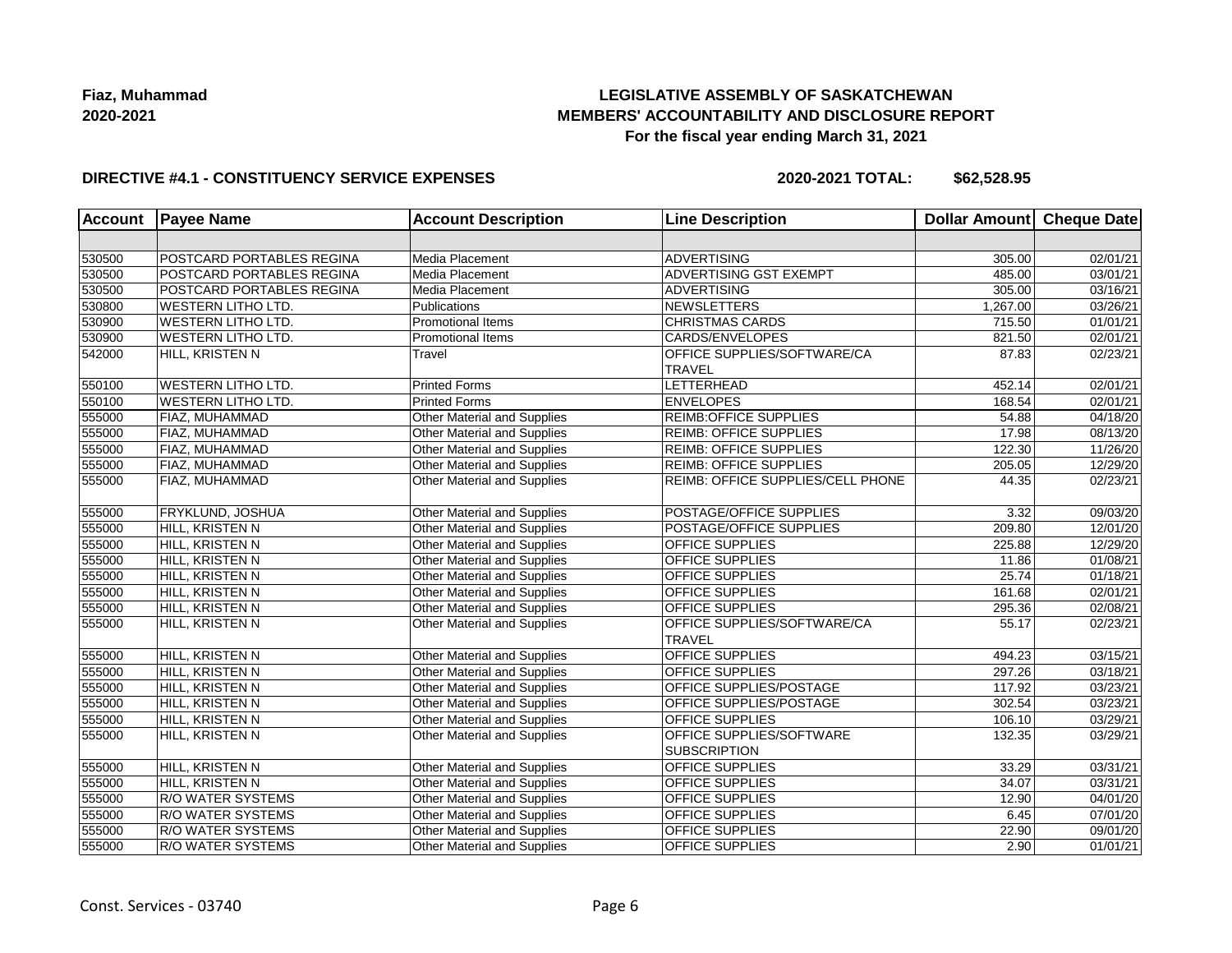**Fiaz, Muhammad**
**2020-2021**

**LEGISLATIVE ASSEMBLY OF SASKATCHEWAN**
**MEMBERS' ACCOUNTABILITY AND DISCLOSURE REPORT**
**For the fiscal year ending March 31, 2021**

**DIRECTIVE #4.1 - CONSTITUENCY SERVICE EXPENSES**

**2020-2021 TOTAL: $62,528.95**

| Account | Payee Name | Account Description | Line Description | Dollar Amount | Cheque Date |
|---|---|---|---|---|---|
| | | | | | |
| 530500 | POSTCARD PORTABLES REGINA | Media Placement | ADVERTISING | 305.00 | 02/01/21 |
| 530500 | POSTCARD PORTABLES REGINA | Media Placement | ADVERTISING GST EXEMPT | 485.00 | 03/01/21 |
| 530500 | POSTCARD PORTABLES REGINA | Media Placement | ADVERTISING | 305.00 | 03/16/21 |
| 530800 | WESTERN LITHO LTD. | Publications | NEWSLETTERS | 1,267.00 | 03/26/21 |
| 530900 | WESTERN LITHO LTD. | Promotional Items | CHRISTMAS CARDS | 715.50 | 01/01/21 |
| 530900 | WESTERN LITHO LTD. | Promotional Items | CARDS/ENVELOPES | 821.50 | 02/01/21 |
| 542000 | HILL, KRISTEN N | Travel | OFFICE SUPPLIES/SOFTWARE/CA TRAVEL | 87.83 | 02/23/21 |
| 550100 | WESTERN LITHO LTD. | Printed Forms | LETTERHEAD | 452.14 | 02/01/21 |
| 550100 | WESTERN LITHO LTD. | Printed Forms | ENVELOPES | 168.54 | 02/01/21 |
| 555000 | FIAZ, MUHAMMAD | Other Material and Supplies | REIMB:OFFICE SUPPLIES | 54.88 | 04/18/20 |
| 555000 | FIAZ, MUHAMMAD | Other Material and Supplies | REIMB: OFFICE SUPPLIES | 17.98 | 08/13/20 |
| 555000 | FIAZ, MUHAMMAD | Other Material and Supplies | REIMB: OFFICE SUPPLIES | 122.30 | 11/26/20 |
| 555000 | FIAZ, MUHAMMAD | Other Material and Supplies | REIMB: OFFICE SUPPLIES | 205.05 | 12/29/20 |
| 555000 | FIAZ, MUHAMMAD | Other Material and Supplies | REIMB: OFFICE SUPPLIES/CELL PHONE | 44.35 | 02/23/21 |
| 555000 | FRYKLUND, JOSHUA | Other Material and Supplies | POSTAGE/OFFICE SUPPLIES | 3.32 | 09/03/20 |
| 555000 | HILL, KRISTEN N | Other Material and Supplies | POSTAGE/OFFICE SUPPLIES | 209.80 | 12/01/20 |
| 555000 | HILL, KRISTEN N | Other Material and Supplies | OFFICE SUPPLIES | 225.88 | 12/29/20 |
| 555000 | HILL, KRISTEN N | Other Material and Supplies | OFFICE SUPPLIES | 11.86 | 01/08/21 |
| 555000 | HILL, KRISTEN N | Other Material and Supplies | OFFICE SUPPLIES | 25.74 | 01/18/21 |
| 555000 | HILL, KRISTEN N | Other Material and Supplies | OFFICE SUPPLIES | 161.68 | 02/01/21 |
| 555000 | HILL, KRISTEN N | Other Material and Supplies | OFFICE SUPPLIES | 295.36 | 02/08/21 |
| 555000 | HILL, KRISTEN N | Other Material and Supplies | OFFICE SUPPLIES/SOFTWARE/CA TRAVEL | 55.17 | 02/23/21 |
| 555000 | HILL, KRISTEN N | Other Material and Supplies | OFFICE SUPPLIES | 494.23 | 03/15/21 |
| 555000 | HILL, KRISTEN N | Other Material and Supplies | OFFICE SUPPLIES | 297.26 | 03/18/21 |
| 555000 | HILL, KRISTEN N | Other Material and Supplies | OFFICE SUPPLIES/POSTAGE | 117.92 | 03/23/21 |
| 555000 | HILL, KRISTEN N | Other Material and Supplies | OFFICE SUPPLIES/POSTAGE | 302.54 | 03/23/21 |
| 555000 | HILL, KRISTEN N | Other Material and Supplies | OFFICE SUPPLIES | 106.10 | 03/29/21 |
| 555000 | HILL, KRISTEN N | Other Material and Supplies | OFFICE SUPPLIES/SOFTWARE SUBSCRIPTION | 132.35 | 03/29/21 |
| 555000 | HILL, KRISTEN N | Other Material and Supplies | OFFICE SUPPLIES | 33.29 | 03/31/21 |
| 555000 | HILL, KRISTEN N | Other Material and Supplies | OFFICE SUPPLIES | 34.07 | 03/31/21 |
| 555000 | R/O WATER SYSTEMS | Other Material and Supplies | OFFICE SUPPLIES | 12.90 | 04/01/20 |
| 555000 | R/O WATER SYSTEMS | Other Material and Supplies | OFFICE SUPPLIES | 6.45 | 07/01/20 |
| 555000 | R/O WATER SYSTEMS | Other Material and Supplies | OFFICE SUPPLIES | 22.90 | 09/01/20 |
| 555000 | R/O WATER SYSTEMS | Other Material and Supplies | OFFICE SUPPLIES | 2.90 | 01/01/21 |

Const. Services - 03740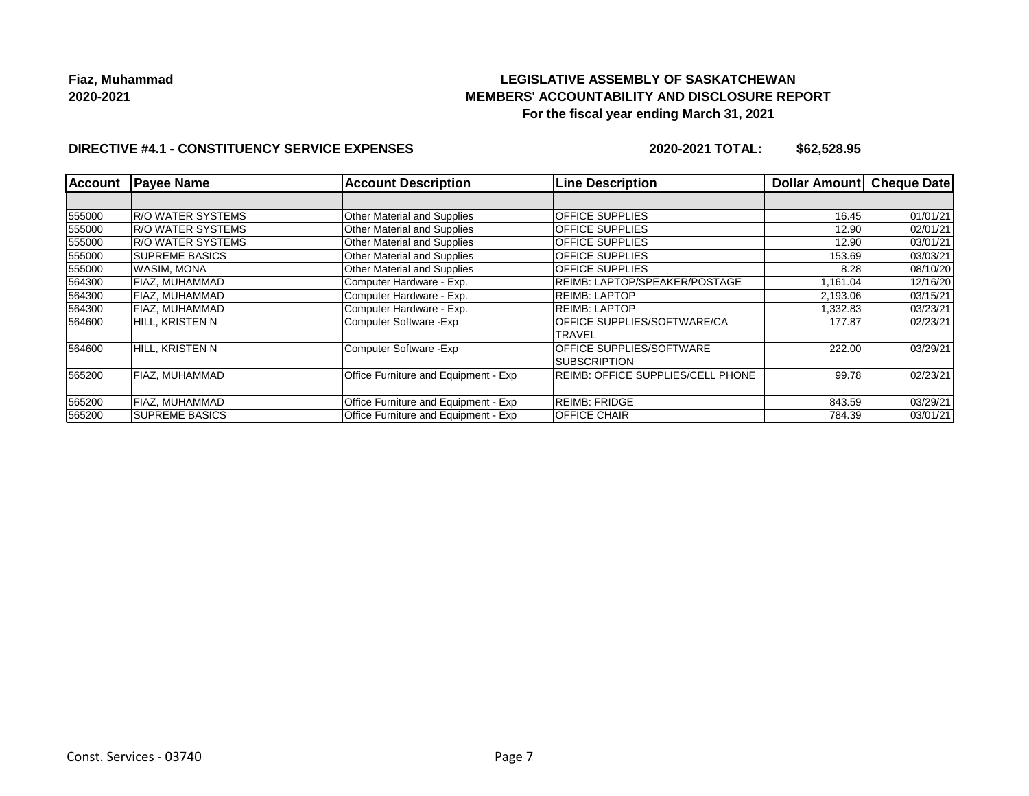**Fiaz, Muhammad**
**2020-2021**

# LEGISLATIVE ASSEMBLY OF SASKATCHEWAN
## MEMBERS' ACCOUNTABILITY AND DISCLOSURE REPORT
### For the fiscal year ending March 31, 2021

**DIRECTIVE #4.1 - CONSTITUENCY SERVICE EXPENSES** **2020-2021 TOTAL: $62,528.95**

| Account | Payee Name | Account Description | Line Description | Dollar Amount | Cheque Date |
|---|---|---|---|---|---|
| | | | | | |
| 555000 | R/O WATER SYSTEMS | Other Material and Supplies | OFFICE SUPPLIES | 16.45 | 01/01/21 |
| 555000 | R/O WATER SYSTEMS | Other Material and Supplies | OFFICE SUPPLIES | 12.90 | 02/01/21 |
| 555000 | R/O WATER SYSTEMS | Other Material and Supplies | OFFICE SUPPLIES | 12.90 | 03/01/21 |
| 555000 | SUPREME BASICS | Other Material and Supplies | OFFICE SUPPLIES | 153.69 | 03/03/21 |
| 555000 | WASIM, MONA | Other Material and Supplies | OFFICE SUPPLIES | 8.28 | 08/10/20 |
| 564300 | FIAZ, MUHAMMAD | Computer Hardware - Exp. | REIMB: LAPTOP/SPEAKER/POSTAGE | 1,161.04 | 12/16/20 |
| 564300 | FIAZ, MUHAMMAD | Computer Hardware - Exp. | REIMB: LAPTOP | 2,193.06 | 03/15/21 |
| 564300 | FIAZ, MUHAMMAD | Computer Hardware - Exp. | REIMB: LAPTOP | 1,332.83 | 03/23/21 |
| 564600 | HILL, KRISTEN N | Computer Software -Exp | OFFICE SUPPLIES/SOFTWARE/CA TRAVEL | 177.87 | 02/23/21 |
| 564600 | HILL, KRISTEN N | Computer Software -Exp | OFFICE SUPPLIES/SOFTWARE SUBSCRIPTION | 222.00 | 03/29/21 |
| 565200 | FIAZ, MUHAMMAD | Office Furniture and Equipment - Exp | REIMB: OFFICE SUPPLIES/CELL PHONE | 99.78 | 02/23/21 |
| 565200 | FIAZ, MUHAMMAD | Office Furniture and Equipment - Exp | REIMB: FRIDGE | 843.59 | 03/29/21 |
| 565200 | SUPREME BASICS | Office Furniture and Equipment - Exp | OFFICE CHAIR | 784.39 | 03/01/21 |

Const. Services - 03740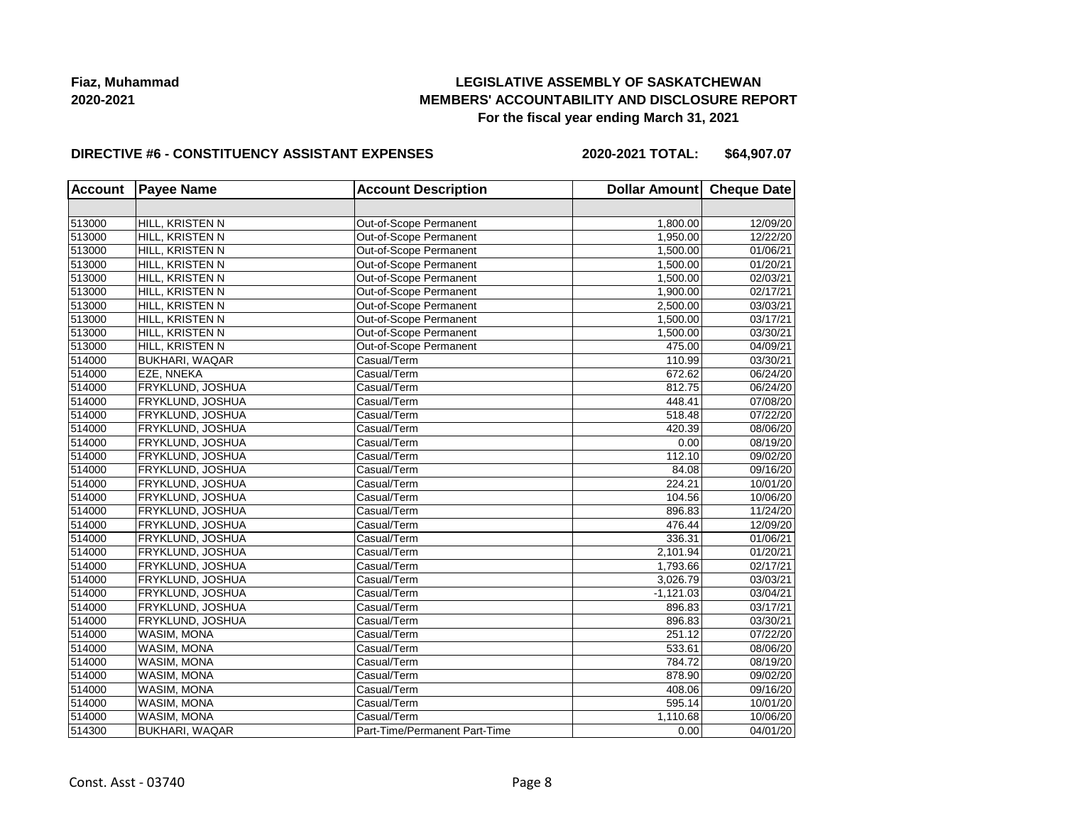**Fiaz, Muhammad**
**2020-2021**

**LEGISLATIVE ASSEMBLY OF SASKATCHEWAN**
**MEMBERS' ACCOUNTABILITY AND DISCLOSURE REPORT**
**For the fiscal year ending March 31, 2021**

**DIRECTIVE #6 - CONSTITUENCY ASSISTANT EXPENSES** **2020-2021 TOTAL: $64,907.07**

| Account | Payee Name | Account Description | Dollar Amount | Cheque Date |
|---|---|---|---|---|
| | | | | |
| 513000 | HILL, KRISTEN N | Out-of-Scope Permanent | 1,800.00 | 12/09/20 |
| 513000 | HILL, KRISTEN N | Out-of-Scope Permanent | 1,950.00 | 12/22/20 |
| 513000 | HILL, KRISTEN N | Out-of-Scope Permanent | 1,500.00 | 01/06/21 |
| 513000 | HILL, KRISTEN N | Out-of-Scope Permanent | 1,500.00 | 01/20/21 |
| 513000 | HILL, KRISTEN N | Out-of-Scope Permanent | 1,500.00 | 02/03/21 |
| 513000 | HILL, KRISTEN N | Out-of-Scope Permanent | 1,900.00 | 02/17/21 |
| 513000 | HILL, KRISTEN N | Out-of-Scope Permanent | 2,500.00 | 03/03/21 |
| 513000 | HILL, KRISTEN N | Out-of-Scope Permanent | 1,500.00 | 03/17/21 |
| 513000 | HILL, KRISTEN N | Out-of-Scope Permanent | 1,500.00 | 03/30/21 |
| 513000 | HILL, KRISTEN N | Out-of-Scope Permanent | 475.00 | 04/09/21 |
| 514000 | BUKHARI, WAQAR | Casual/Term | 110.99 | 03/30/21 |
| 514000 | EZE, NNEKA | Casual/Term | 672.62 | 06/24/20 |
| 514000 | FRYKLUND, JOSHUA | Casual/Term | 812.75 | 06/24/20 |
| 514000 | FRYKLUND, JOSHUA | Casual/Term | 448.41 | 07/08/20 |
| 514000 | FRYKLUND, JOSHUA | Casual/Term | 518.48 | 07/22/20 |
| 514000 | FRYKLUND, JOSHUA | Casual/Term | 420.39 | 08/06/20 |
| 514000 | FRYKLUND, JOSHUA | Casual/Term | 0.00 | 08/19/20 |
| 514000 | FRYKLUND, JOSHUA | Casual/Term | 112.10 | 09/02/20 |
| 514000 | FRYKLUND, JOSHUA | Casual/Term | 84.08 | 09/16/20 |
| 514000 | FRYKLUND, JOSHUA | Casual/Term | 224.21 | 10/01/20 |
| 514000 | FRYKLUND, JOSHUA | Casual/Term | 104.56 | 10/06/20 |
| 514000 | FRYKLUND, JOSHUA | Casual/Term | 896.83 | 11/24/20 |
| 514000 | FRYKLUND, JOSHUA | Casual/Term | 476.44 | 12/09/20 |
| 514000 | FRYKLUND, JOSHUA | Casual/Term | 336.31 | 01/06/21 |
| 514000 | FRYKLUND, JOSHUA | Casual/Term | 2,101.94 | 01/20/21 |
| 514000 | FRYKLUND, JOSHUA | Casual/Term | 1,793.66 | 02/17/21 |
| 514000 | FRYKLUND, JOSHUA | Casual/Term | 3,026.79 | 03/03/21 |
| 514000 | FRYKLUND, JOSHUA | Casual/Term | -1,121.03 | 03/04/21 |
| 514000 | FRYKLUND, JOSHUA | Casual/Term | 896.83 | 03/17/21 |
| 514000 | FRYKLUND, JOSHUA | Casual/Term | 896.83 | 03/30/21 |
| 514000 | WASIM, MONA | Casual/Term | 251.12 | 07/22/20 |
| 514000 | WASIM, MONA | Casual/Term | 533.61 | 08/06/20 |
| 514000 | WASIM, MONA | Casual/Term | 784.72 | 08/19/20 |
| 514000 | WASIM, MONA | Casual/Term | 878.90 | 09/02/20 |
| 514000 | WASIM, MONA | Casual/Term | 408.06 | 09/16/20 |
| 514000 | WASIM, MONA | Casual/Term | 595.14 | 10/01/20 |
| 514000 | WASIM, MONA | Casual/Term | 1,110.68 | 10/06/20 |
| 514300 | BUKHARI, WAQAR | Part-Time/Permanent Part-Time | 0.00 | 04/01/20 |

Const. Asst - 03740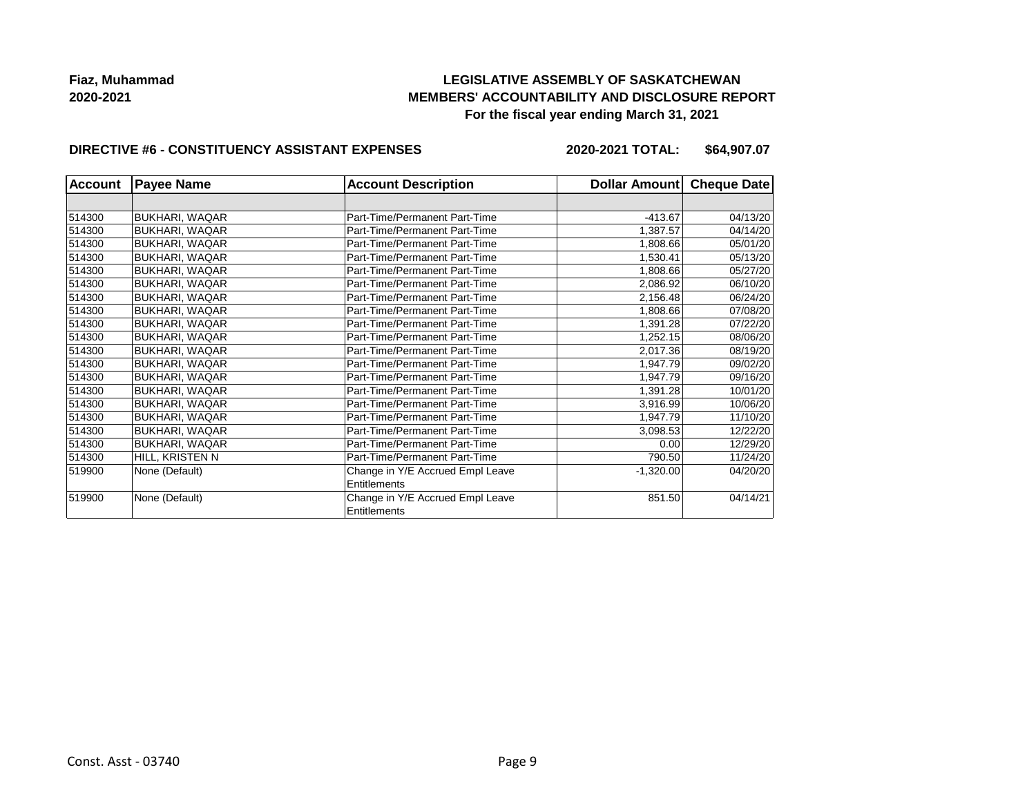**Fiaz, Muhammad**
**2020-2021**

**LEGISLATIVE ASSEMBLY OF SASKATCHEWAN**
**MEMBERS' ACCOUNTABILITY AND DISCLOSURE REPORT**
**For the fiscal year ending March 31, 2021**

**DIRECTIVE #6 - CONSTITUENCY ASSISTANT EXPENSES** **2020-2021 TOTAL: $64,907.07**

| Account | Payee Name | Account Description | Dollar Amount | Cheque Date |
|---|---|---|---|---|
| | | | | |
| 514300 | BUKHARI, WAQAR | Part-Time/Permanent Part-Time | -413.67 | 04/13/20 |
| 514300 | BUKHARI, WAQAR | Part-Time/Permanent Part-Time | 1,387.57 | 04/14/20 |
| 514300 | BUKHARI, WAQAR | Part-Time/Permanent Part-Time | 1,808.66 | 05/01/20 |
| 514300 | BUKHARI, WAQAR | Part-Time/Permanent Part-Time | 1,530.41 | 05/13/20 |
| 514300 | BUKHARI, WAQAR | Part-Time/Permanent Part-Time | 1,808.66 | 05/27/20 |
| 514300 | BUKHARI, WAQAR | Part-Time/Permanent Part-Time | 2,086.92 | 06/10/20 |
| 514300 | BUKHARI, WAQAR | Part-Time/Permanent Part-Time | 2,156.48 | 06/24/20 |
| 514300 | BUKHARI, WAQAR | Part-Time/Permanent Part-Time | 1,808.66 | 07/08/20 |
| 514300 | BUKHARI, WAQAR | Part-Time/Permanent Part-Time | 1,391.28 | 07/22/20 |
| 514300 | BUKHARI, WAQAR | Part-Time/Permanent Part-Time | 1,252.15 | 08/06/20 |
| 514300 | BUKHARI, WAQAR | Part-Time/Permanent Part-Time | 2,017.36 | 08/19/20 |
| 514300 | BUKHARI, WAQAR | Part-Time/Permanent Part-Time | 1,947.79 | 09/02/20 |
| 514300 | BUKHARI, WAQAR | Part-Time/Permanent Part-Time | 1,947.79 | 09/16/20 |
| 514300 | BUKHARI, WAQAR | Part-Time/Permanent Part-Time | 1,391.28 | 10/01/20 |
| 514300 | BUKHARI, WAQAR | Part-Time/Permanent Part-Time | 3,916.99 | 10/06/20 |
| 514300 | BUKHARI, WAQAR | Part-Time/Permanent Part-Time | 1,947.79 | 11/10/20 |
| 514300 | BUKHARI, WAQAR | Part-Time/Permanent Part-Time | 3,098.53 | 12/22/20 |
| 514300 | BUKHARI, WAQAR | Part-Time/Permanent Part-Time | 0.00 | 12/29/20 |
| 514300 | HILL, KRISTEN N | Part-Time/Permanent Part-Time | 790.50 | 11/24/20 |
| 519900 | None (Default) | Change in Y/E Accrued Empl Leave Entitlements | -1,320.00 | 04/20/20 |
| 519900 | None (Default) | Change in Y/E Accrued Empl Leave Entitlements | 851.50 | 04/14/21 |

Const. Asst - 03740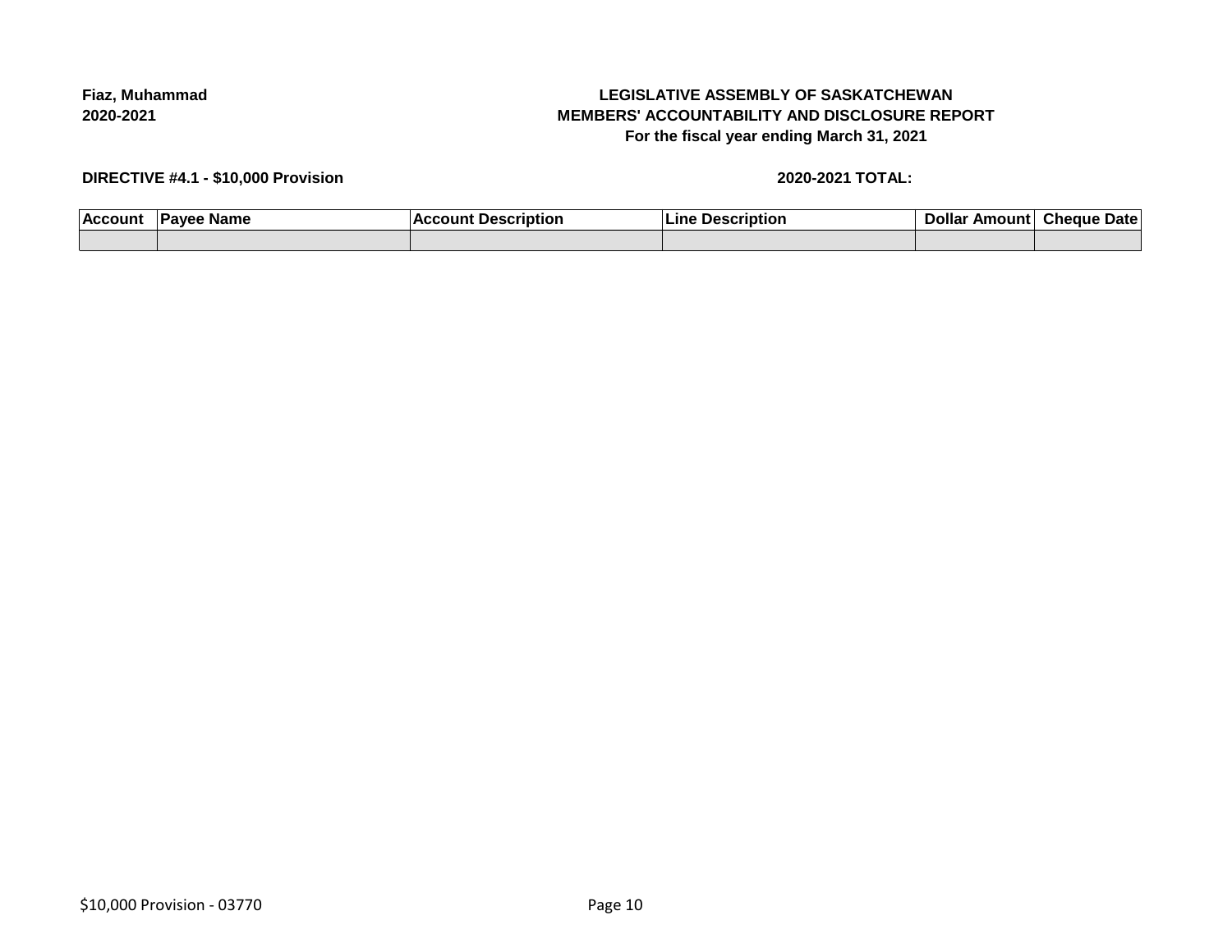**Fiaz, Muhammad**
**2020-2021**

**LEGISLATIVE ASSEMBLY OF SASKATCHEWAN**
**MEMBERS' ACCOUNTABILITY AND DISCLOSURE REPORT**
**For the fiscal year ending March 31, 2021**

**DIRECTIVE #4.1 - $10,000 Provision**

**2020-2021 TOTAL:**

| Account | Payee Name | Account Description | Line Description | Dollar Amount | Cheque Date |
|---|---|---|---|---|---|
| | | | | | |

$10,000 Provision - 03770